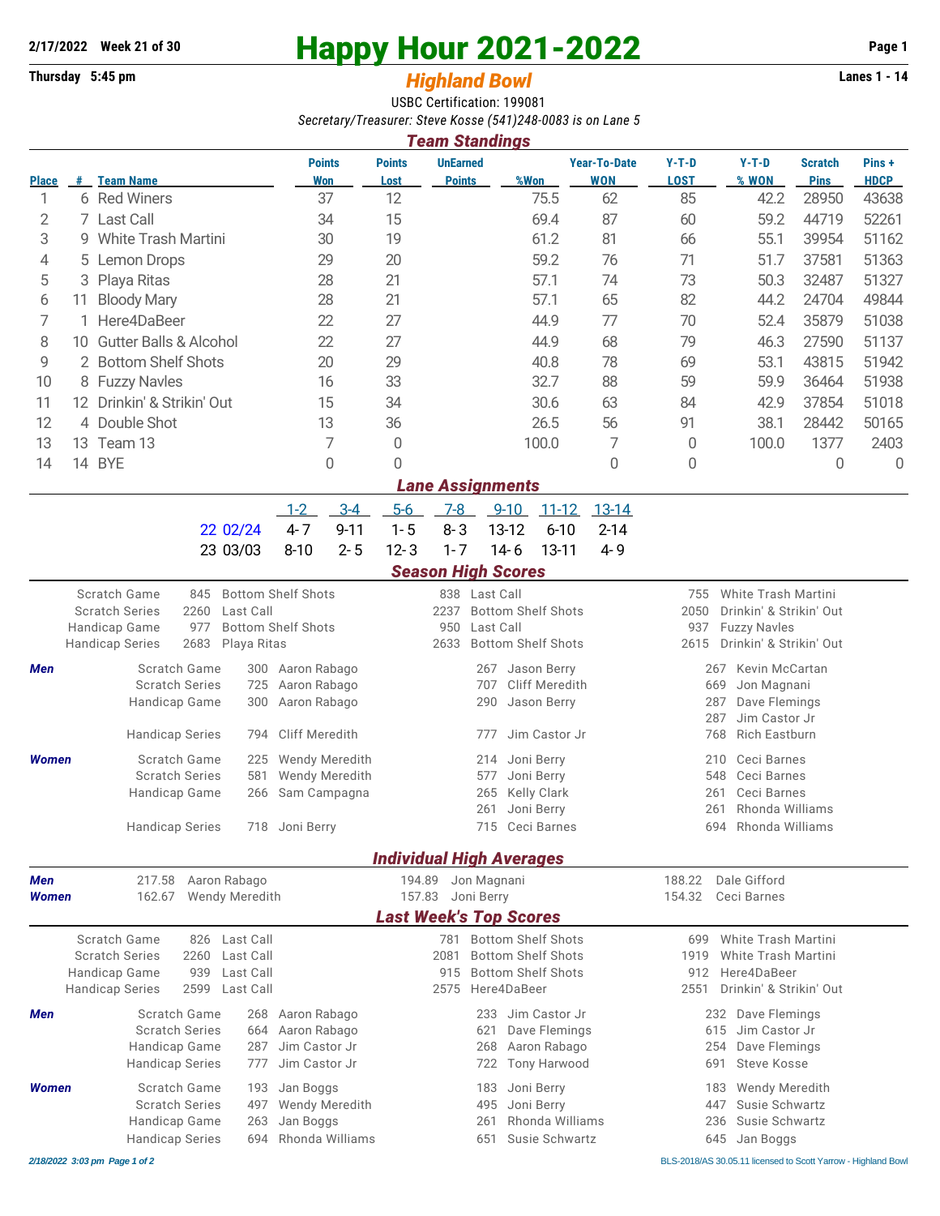2/17/2022 Week 21 of 30

# Happy Hour 2021-2022

Thursday 5:45 pm

## *Highland Bowl*

Lanes 1 - 14

USBC Certification: 199081

*Secretary/Treasurer: Steve Kosse (541)248-0083 is on Lane 5*

### *Team Standings*

| Place | # | Team Name | Points Won | Points Lost | UnEarned Points | %Won | Year-To-Date WON | Y-T-D LOST | Y-T-D % WON | Scratch Pins | Pins + HDCP |
|---|---|---|---|---|---|---|---|---|---|---|---|
| 1 | 6 | Red Winers | 37 | 12 | | 75.5 | 62 | 85 | 42.2 | 28950 | 43638 |
| 2 | 7 | Last Call | 34 | 15 | | 69.4 | 87 | 60 | 59.2 | 44719 | 52261 |
| 3 | 9 | White Trash Martini | 30 | 19 | | 61.2 | 81 | 66 | 55.1 | 39954 | 51162 |
| 4 | 5 | Lemon Drops | 29 | 20 | | 59.2 | 76 | 71 | 51.7 | 37581 | 51363 |
| 5 | 3 | Playa Ritas | 28 | 21 | | 57.1 | 74 | 73 | 50.3 | 32487 | 51327 |
| 6 | 11 | Bloody Mary | 28 | 21 | | 57.1 | 65 | 82 | 44.2 | 24704 | 49844 |
| 7 | 1 | Here4DaBeer | 22 | 27 | | 44.9 | 77 | 70 | 52.4 | 35879 | 51038 |
| 8 | 10 | Gutter Balls & Alcohol | 22 | 27 | | 44.9 | 68 | 79 | 46.3 | 27590 | 51137 |
| 9 | 2 | Bottom Shelf Shots | 20 | 29 | | 40.8 | 78 | 69 | 53.1 | 43815 | 51942 |
| 10 | 8 | Fuzzy Navles | 16 | 33 | | 32.7 | 88 | 59 | 59.9 | 36464 | 51938 |
| 11 | 12 | Drinkin' & Strikin' Out | 15 | 34 | | 30.6 | 63 | 84 | 42.9 | 37854 | 51018 |
| 12 | 4 | Double Shot | 13 | 36 | | 26.5 | 56 | 91 | 38.1 | 28442 | 50165 |
| 13 | 13 | Team 13 | 7 | 0 | | 100.0 | 7 | 0 | 100.0 | 1377 | 2403 |
| 14 | 14 | BYE | 0 | 0 | | | 0 | 0 | | 0 | 0 |

### *Lane Assignments*

| | | 1-2 | 3-4 | 5-6 | 7-8 | 9-10 | 11-12 | 13-14 |
|---|---|---|---|---|---|---|---|---|
| 22 | 02/24 | 4-7 | 9-11 | 1-5 | 8-3 | 13-12 | 6-10 | 2-14 |
| 23 | 03/03 | 8-10 | 2-5 | 12-3 | 1-7 | 14-6 | 13-11 | 4-9 |

### *Season High Scores*

| | | | | | | |
|---|---|---|---|---|---|---|
| Scratch Game | 845 | Bottom Shelf Shots | 838 | Last Call | 755 | White Trash Martini |
| Scratch Series | 2260 | Last Call | 2237 | Bottom Shelf Shots | 2050 | Drinkin' & Strikin' Out |
| Handicap Game | 977 | Bottom Shelf Shots | 950 | Last Call | 937 | Fuzzy Navles |
| Handicap Series | 2683 | Playa Ritas | 2633 | Bottom Shelf Shots | 2615 | Drinkin' & Strikin' Out |

***Men***

| | | | | | | |
|---|---|---|---|---|---|---|
| Scratch Game | 300 | Aaron Rabago | 267 | Jason Berry | 267 | Kevin McCartan |
| Scratch Series | 725 | Aaron Rabago | 707 | Cliff Meredith | 669 | Jon Magnani |
| Handicap Game | 300 | Aaron Rabago | 290 | Jason Berry | 287 | Dave Flemings |
| | | | | | 287 | Jim Castor Jr |
| Handicap Series | 794 | Cliff Meredith | 777 | Jim Castor Jr | 768 | Rich Eastburn |

***Women***

| | | | | | | |
|---|---|---|---|---|---|---|
| Scratch Game | 225 | Wendy Meredith | 214 | Joni Berry | 210 | Ceci Barnes |
| Scratch Series | 581 | Wendy Meredith | 577 | Joni Berry | 548 | Ceci Barnes |
| Handicap Game | 266 | Sam Campagna | 265 | Kelly Clark | 261 | Ceci Barnes |
| | | | 261 | Joni Berry | 261 | Rhonda Williams |
| Handicap Series | 718 | Joni Berry | 715 | Ceci Barnes | 694 | Rhonda Williams |

### *Individual High Averages*

| | | | | | | |
|---|---|---|---|---|---|---|
| ***Men*** | 217.58 | Aaron Rabago | 194.89 | Jon Magnani | 188.22 | Dale Gifford |
| ***Women*** | 162.67 | Wendy Meredith | 157.83 | Joni Berry | 154.32 | Ceci Barnes |

### *Last Week's Top Scores*

| | | | | | | |
|---|---|---|---|---|---|---|
| Scratch Game | 826 | Last Call | 781 | Bottom Shelf Shots | 699 | White Trash Martini |
| Scratch Series | 2260 | Last Call | 2081 | Bottom Shelf Shots | 1919 | White Trash Martini |
| Handicap Game | 939 | Last Call | 915 | Bottom Shelf Shots | 912 | Here4DaBeer |
| Handicap Series | 2599 | Last Call | 2575 | Here4DaBeer | 2551 | Drinkin' & Strikin' Out |

***Men***

| | | | | | | |
|---|---|---|---|---|---|---|
| Scratch Game | 268 | Aaron Rabago | 233 | Jim Castor Jr | 232 | Dave Flemings |
| Scratch Series | 664 | Aaron Rabago | 621 | Dave Flemings | 615 | Jim Castor Jr |
| Handicap Game | 287 | Jim Castor Jr | 268 | Aaron Rabago | 254 | Dave Flemings |
| Handicap Series | 777 | Jim Castor Jr | 722 | Tony Harwood | 691 | Steve Kosse |

***Women***

| | | | | | | |
|---|---|---|---|---|---|---|
| Scratch Game | 193 | Jan Boggs | 183 | Joni Berry | 183 | Wendy Meredith |
| Scratch Series | 497 | Wendy Meredith | 495 | Joni Berry | 447 | Susie Schwartz |
| Handicap Game | 263 | Jan Boggs | 261 | Rhonda Williams | 236 | Susie Schwartz |
| Handicap Series | 694 | Rhonda Williams | 651 | Susie Schwartz | 645 | Jan Boggs |

*2/18/2022 3:03 pm*

BLS-2018/AS 30.05.11 licensed to Scott Yarrow - Highland Bowl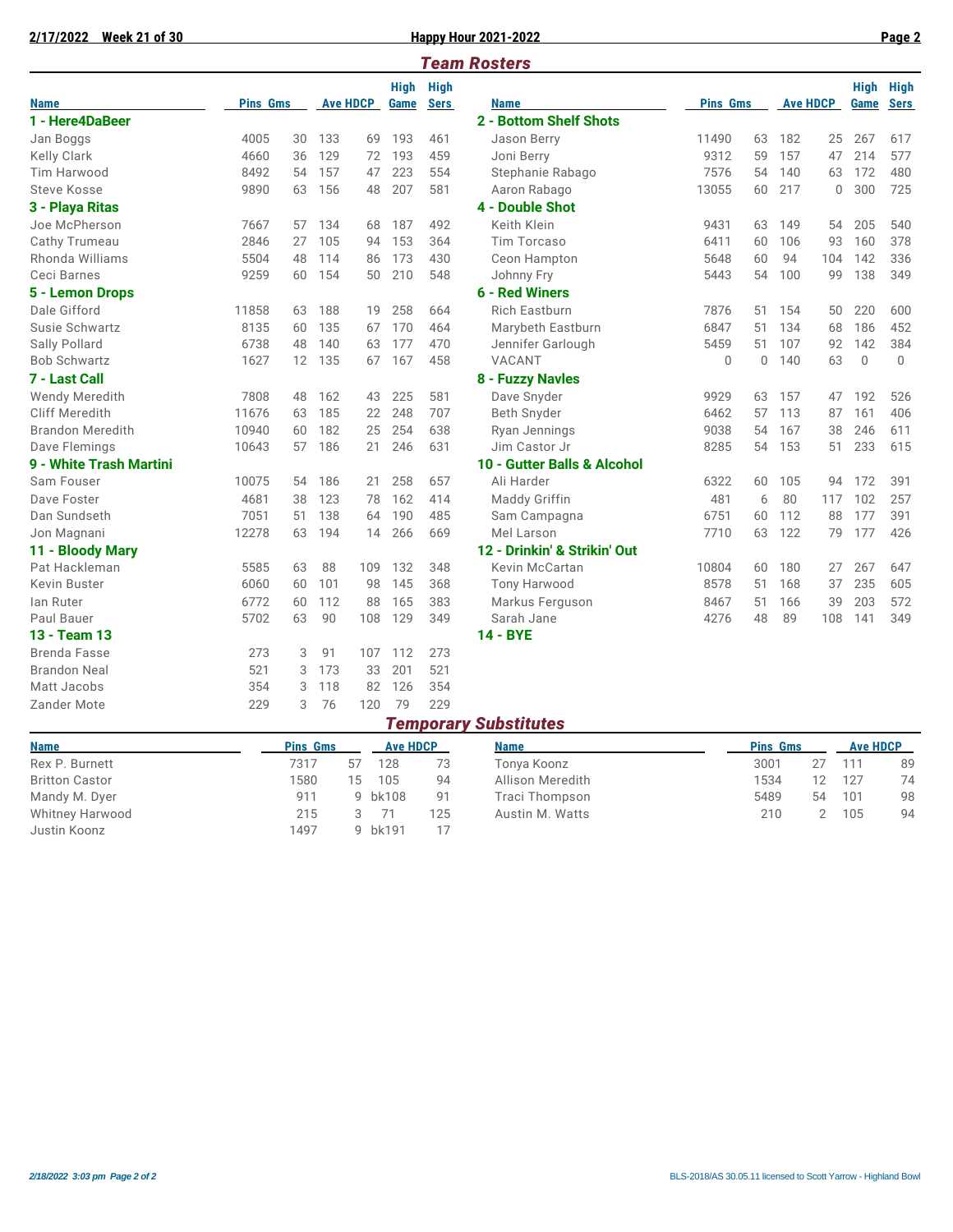## Team Rosters

| Name | Pins | Gms | Ave | HDCP | High Game | High Sers |
|---|---|---|---|---|---|---|
| **1 - Here4DaBeer** | | | | | | |
| Jan Boggs | 4005 | 30 | 133 | 69 | 193 | 461 |
| Kelly Clark | 4660 | 36 | 129 | 72 | 193 | 459 |
| Tim Harwood | 8492 | 54 | 157 | 47 | 223 | 554 |
| Steve Kosse | 9890 | 63 | 156 | 48 | 207 | 581 |
| **2 - Bottom Shelf Shots** | | | | | | |
| Jason Berry | 11490 | 63 | 182 | 25 | 267 | 617 |
| Joni Berry | 9312 | 59 | 157 | 47 | 214 | 577 |
| Stephanie Rabago | 7576 | 54 | 140 | 63 | 172 | 480 |
| Aaron Rabago | 13055 | 60 | 217 | 0 | 300 | 725 |
| **3 - Playa Ritas** | | | | | | |
| Joe McPherson | 7667 | 57 | 134 | 68 | 187 | 492 |
| Cathy Trumeau | 2846 | 27 | 105 | 94 | 153 | 364 |
| Rhonda Williams | 5504 | 48 | 114 | 86 | 173 | 430 |
| Ceci Barnes | 9259 | 60 | 154 | 50 | 210 | 548 |
| **4 - Double Shot** | | | | | | |
| Keith Klein | 9431 | 63 | 149 | 54 | 205 | 540 |
| Tim Torcaso | 6411 | 60 | 106 | 93 | 160 | 378 |
| Ceon Hampton | 5648 | 60 | 94 | 104 | 142 | 336 |
| Johnny Fry | 5443 | 54 | 100 | 99 | 138 | 349 |
| **5 - Lemon Drops** | | | | | | |
| Dale Gifford | 11858 | 63 | 188 | 19 | 258 | 664 |
| Susie Schwartz | 8135 | 60 | 135 | 67 | 170 | 464 |
| Sally Pollard | 6738 | 48 | 140 | 63 | 177 | 470 |
| Bob Schwartz | 1627 | 12 | 135 | 67 | 167 | 458 |
| **6 - Red Winers** | | | | | | |
| Rich Eastburn | 7876 | 51 | 154 | 50 | 220 | 600 |
| Marybeth Eastburn | 6847 | 51 | 134 | 68 | 186 | 452 |
| Jennifer Garlough | 5459 | 51 | 107 | 92 | 142 | 384 |
| VACANT | 0 | 0 | 140 | 63 | 0 | 0 |
| **7 - Last Call** | | | | | | |
| Wendy Meredith | 7808 | 48 | 162 | 43 | 225 | 581 |
| Cliff Meredith | 11676 | 63 | 185 | 22 | 248 | 707 |
| Brandon Meredith | 10940 | 60 | 182 | 25 | 254 | 638 |
| Dave Flemings | 10643 | 57 | 186 | 21 | 246 | 631 |
| **8 - Fuzzy Navles** | | | | | | |
| Dave Snyder | 9929 | 63 | 157 | 47 | 192 | 526 |
| Beth Snyder | 6462 | 57 | 113 | 87 | 161 | 406 |
| Ryan Jennings | 9038 | 54 | 167 | 38 | 246 | 611 |
| Jim Castor Jr | 8285 | 54 | 153 | 51 | 233 | 615 |
| **9 - White Trash Martini** | | | | | | |
| Sam Fouser | 10075 | 54 | 186 | 21 | 258 | 657 |
| Dave Foster | 4681 | 38 | 123 | 78 | 162 | 414 |
| Dan Sundseth | 7051 | 51 | 138 | 64 | 190 | 485 |
| Jon Magnani | 12278 | 63 | 194 | 14 | 266 | 669 |
| **10 - Gutter Balls & Alcohol** | | | | | | |
| Ali Harder | 6322 | 60 | 105 | 94 | 172 | 391 |
| Maddy Griffin | 481 | 6 | 80 | 117 | 102 | 257 |
| Sam Campagna | 6751 | 60 | 112 | 88 | 177 | 391 |
| Mel Larson | 7710 | 63 | 122 | 79 | 177 | 426 |
| **11 - Bloody Mary** | | | | | | |
| Pat Hackleman | 5585 | 63 | 88 | 109 | 132 | 348 |
| Kevin Buster | 6060 | 60 | 101 | 98 | 145 | 368 |
| Ian Ruter | 6772 | 60 | 112 | 88 | 165 | 383 |
| Paul Bauer | 5702 | 63 | 90 | 108 | 129 | 349 |
| **12 - Drinkin' & Strikin' Out** | | | | | | |
| Kevin McCartan | 10804 | 60 | 180 | 27 | 267 | 647 |
| Tony Harwood | 8578 | 51 | 168 | 37 | 235 | 605 |
| Markus Ferguson | 8467 | 51 | 166 | 39 | 203 | 572 |
| Sarah Jane | 4276 | 48 | 89 | 108 | 141 | 349 |
| **13 - Team 13** | | | | | | |
| Brenda Fasse | 273 | 3 | 91 | 107 | 112 | 273 |
| Brandon Neal | 521 | 3 | 173 | 33 | 201 | 521 |
| Matt Jacobs | 354 | 3 | 118 | 82 | 126 | 354 |
| Zander Mote | 229 | 3 | 76 | 120 | 79 | 229 |
| **14 - BYE** | | | | | | |

## Temporary Substitutes

| Name | Pins | Gms | Ave | HDCP |
|---|---|---|---|---|
| Rex P. Burnett | 7317 | 57 | 128 | 73 |
| Britton Castor | 1580 | 15 | 105 | 94 |
| Mandy M. Dyer | 911 | 9 | bk108 | 91 |
| Whitney Harwood | 215 | 3 | 71 | 125 |
| Justin Koonz | 1497 | 9 | bk191 | 17 |
| Tonya Koonz | 3001 | 27 | 111 | 89 |
| Allison Meredith | 1534 | 12 | 127 | 74 |
| Traci Thompson | 5489 | 54 | 101 | 98 |
| Austin M. Watts | 210 | 2 | 105 | 94 |